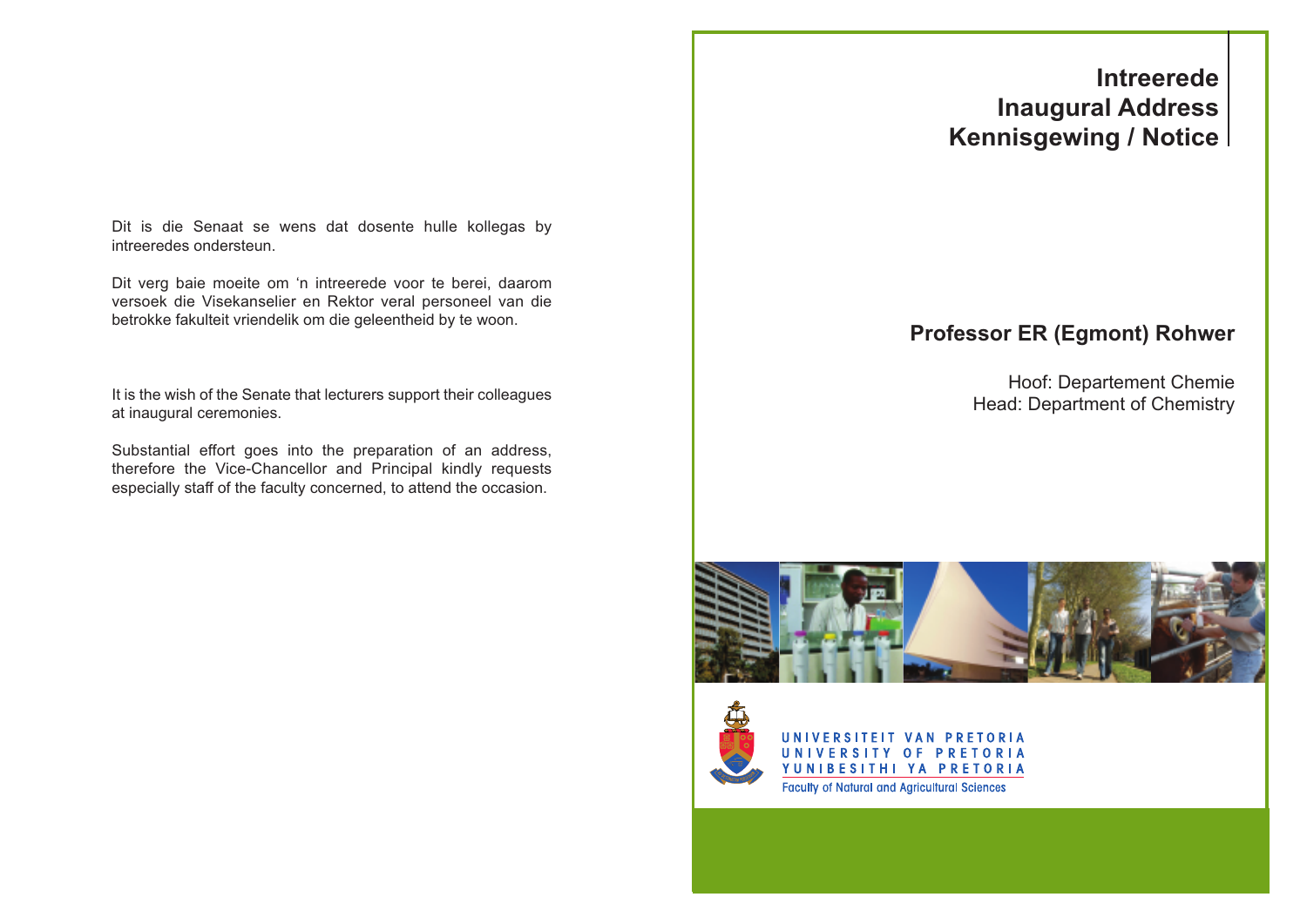Dit is die Senaat se wens dat dosente hulle kollegas by intreeredes ondersteun.

Dit verg baie moeite om 'n intreerede voor te berei, daarom versoek die Visekanselier en Rektor veral personeel van die betrokke fakulteit vriendelik om die geleentheid by te woon.

It is the wish of the Senate that lecturers support their colleagues at inaugural ceremonies.

Substantial effort goes into the preparation of an address, therefore the Vice-Chancellor and Principal kindly requests especially staff of the faculty concerned, to attend the occasion.

# Intreerede
# Inaugural Address
# Kennisgewing / Notice

## Professor ER (Egmont) Rohwer

Hoof: Departement Chemie
Head: Department of Chemistry

UNIVERSITEIT VAN PRETORIA
UNIVERSITY OF PRETORIA
YUNIBESITHI YA PRETORIA
Faculty of Natural and Agricultural Sciences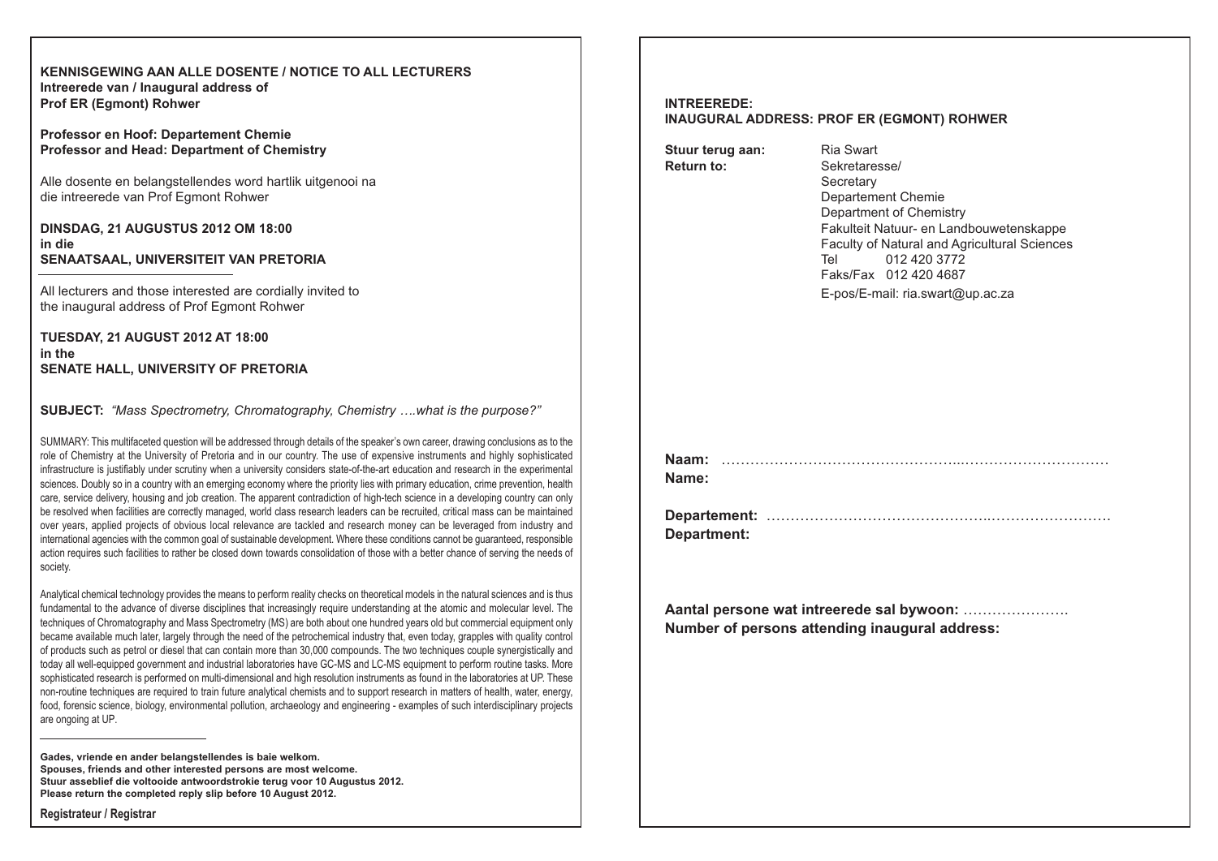**KENNISGEWING AAN ALLE DOSENTE / NOTICE TO ALL LECTURERS**
**Intreerede van / Inaugural address of**
**Prof ER (Egmont) Rohwer**

**Professor en Hoof: Departement Chemie**
**Professor and Head: Department of Chemistry**

Alle dosente en belangstellendes word hartlik uitgenooi na die intreerede van Prof Egmont Rohwer

**DINSDAG, 21 AUGUSTUS 2012 OM 18:00**
**in die**
**SENAATSAAL, UNIVERSITEIT VAN PRETORIA**

---

All lecturers and those interested are cordially invited to the inaugural address of Prof Egmont Rohwer

**TUESDAY, 21 AUGUST 2012 AT 18:00**
**in the**
**SENATE HALL, UNIVERSITY OF PRETORIA**

**SUBJECT:** *"Mass Spectrometry, Chromatography, Chemistry ….what is the purpose?"*

SUMMARY: This multifaceted question will be addressed through details of the speaker's own career, drawing conclusions as to the role of Chemistry at the University of Pretoria and in our country. The use of expensive instruments and highly sophisticated infrastructure is justifiably under scrutiny when a university considers state-of-the-art education and research in the experimental sciences. Doubly so in a country with an emerging economy where the priority lies with primary education, crime prevention, health care, service delivery, housing and job creation. The apparent contradiction of high-tech science in a developing country can only be resolved when facilities are correctly managed, world class research leaders can be recruited, critical mass can be maintained over years, applied projects of obvious local relevance are tackled and research money can be leveraged from industry and international agencies with the common goal of sustainable development. Where these conditions cannot be guaranteed, responsible action requires such facilities to rather be closed down towards consolidation of those with a better chance of serving the needs of society.

Analytical chemical technology provides the means to perform reality checks on theoretical models in the natural sciences and is thus fundamental to the advance of diverse disciplines that increasingly require understanding at the atomic and molecular level. The techniques of Chromatography and Mass Spectrometry (MS) are both about one hundred years old but commercial equipment only became available much later, largely through the need of the petrochemical industry that, even today, grapples with quality control of products such as petrol or diesel that can contain more than 30,000 compounds. The two techniques couple synergistically and today all well-equipped government and industrial laboratories have GC-MS and LC-MS equipment to perform routine tasks. More sophisticated research is performed on multi-dimensional and high resolution instruments as found in the laboratories at UP. These non-routine techniques are required to train future analytical chemists and to support research in matters of health, water, energy, food, forensic science, biology, environmental pollution, archaeology and engineering - examples of such interdisciplinary projects are ongoing at UP.

---

**Gades, vriende en ander belangstellendes is baie welkom.**
**Spouses, friends and other interested persons are most welcome.**
**Stuur asseblief die voltooide antwoordstrokie terug voor 10 Augustus 2012.**
**Please return the completed reply slip before 10 August 2012.**

**Registrateur / Registrar**

---

**INTREEREDE:**
**INAUGURAL ADDRESS: PROF ER (EGMONT) ROHWER**

**Stuur terug aan:**
**Return to:**

Ria Swart
Sekretaresse/
Secretary
Departement Chemie
Department of Chemistry
Fakulteit Natuur- en Landbouwetenskappe
Faculty of Natural and Agricultural Sciences
Tel 012 420 3772
Faks/Fax 012 420 4687
E-pos/E-mail: ria.swart@up.ac.za

**Naam:** ………………………………………………………………………………
**Name:**

**Departement:** ………………………………………………………………………
**Department:**

**Aantal persone wat intreerede sal bywoon:** ………………….
**Number of persons attending inaugural address:**